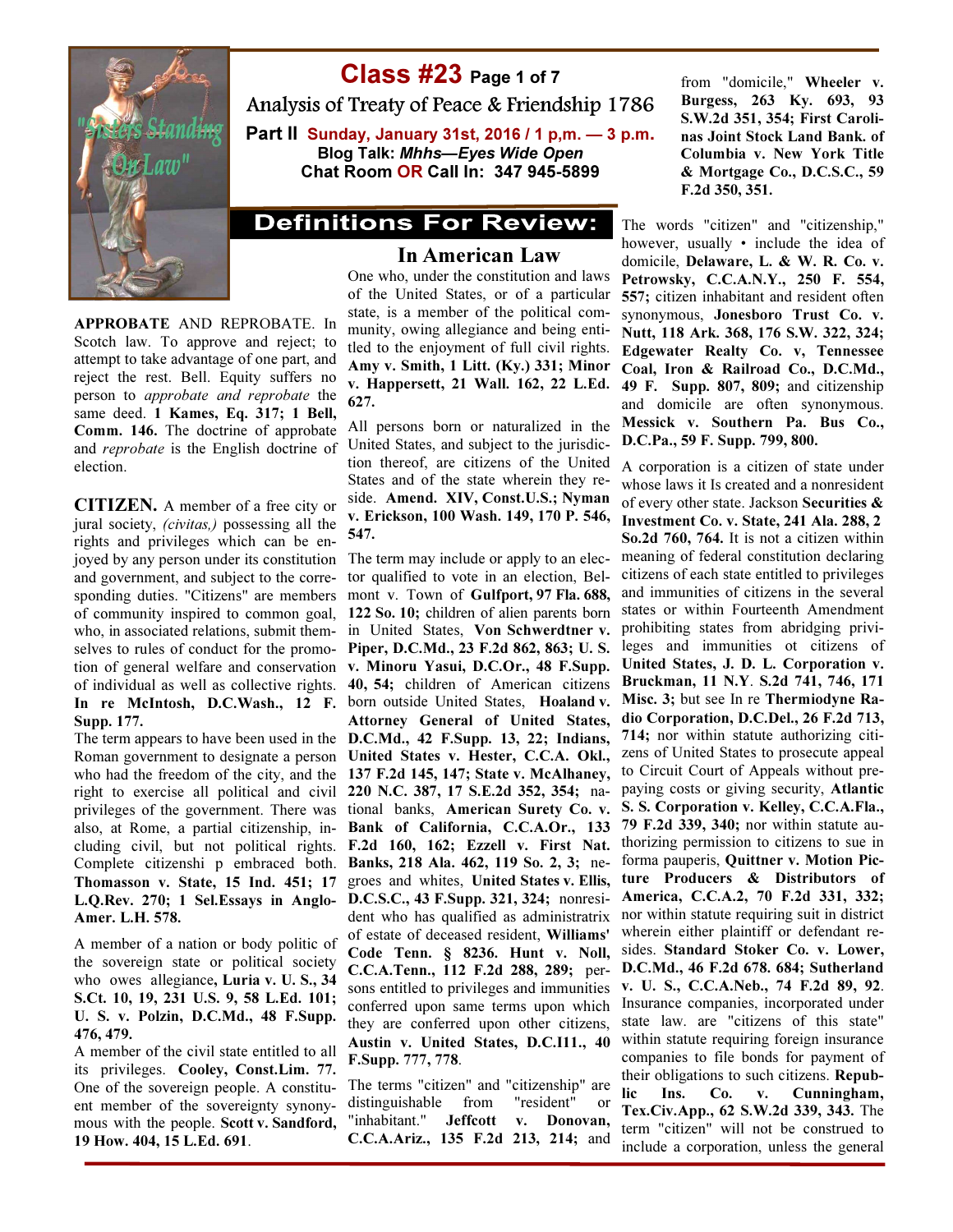# Class #23 Page 1 of 7

## Analysis of Treaty of Peace & Friendship 1786

**Part II Sunday, January 31st, 2016 / 1 p,m. — 3 p.m.**
**Blog Talk: *Mhhs—Eyes Wide Open***
**Chat Room OR Call In: 347 945-5899**

"Sisters Standing On Law"

## Definitions For Review:

**APPROBATE** AND REPROBATE. In Scotch law. To approve and reject; to attempt to take advantage of one part, and reject the rest. Bell. Equity suffers no person to *approbate and reprobate* the same deed. **1 Kames, Eq. 317; 1 Bell, Comm. 146.** The doctrine of approbate and *reprobate* is the English doctrine of election.

**CITIZEN.** A member of a free city or jural society, *(civitas,)* possessing all the rights and privileges which can be enjoyed by any person under its constitution and government, and subject to the corresponding duties. "Citizens" are members of community inspired to common goal, who, in associated relations, submit themselves to rules of conduct for the promotion of general welfare and conservation of individual as well as collective rights. **In re McIntosh, D.C.Wash., 12 F. Supp. 177.**
The term appears to have been used in the Roman government to designate a person who had the freedom of the city, and the right to exercise all political and civil privileges of the government. There was also, at Rome, a partial citizenship, including civil, but not political rights. Complete citizenshi p embraced both. **Thomasson v. State, 15 Ind. 451; 17 L.Q.Rev. 270; 1 Sel.Essays in Anglo-Amer. L.H. 578.**

A member of a nation or body politic of the sovereign state or political society who owes allegiance**, Luria v. U. S., 34 S.Ct. 10, 19, 231 U.S. 9, 58 L.Ed. 101; U. S. v. Polzin, D.C.Md., 48 F.Supp. 476, 479.**
A member of the civil state entitled to all its privileges. **Cooley, Const.Lim. 77.** One of the sovereign people. A constituent member of the sovereignty synonymous with the people. **Scott v. Sandford, 19 How. 404, 15 L.Ed. 691**.

### In American Law

One who, under the constitution and laws of the United States, or of a particular state, is a member of the political community, owing allegiance and being entitled to the enjoyment of full civil rights. **Amy v. Smith, 1 Litt. (Ky.) 331; Minor v. Happersett, 21 Wall. 162, 22 L.Ed. 627.**

All persons born or naturalized in the United States, and subject to the jurisdiction thereof, are citizens of the United States and of the state wherein they reside. **Amend. XIV, Const.U.S.; Nyman v. Erickson, 100 Wash. 149, 170 P. 546, 547.**

The term may include or apply to an elector qualified to vote in an election, Belmont v. Town of **Gulfport, 97 Fla. 688, 122 So. 10;** children of alien parents born in United States, **Von Schwerdtner v. Piper, D.C.Md., 23 F.2d 862, 863; U. S. v. Minoru Yasui, D.C.Or., 48 F.Supp. 40, 54;** children of American citizens born outside United States, **Hoaland v. Attorney General of United States, D.C.Md., 42 F.Supp. 13, 22; Indians, United States v. Hester, C.C.A. Okl., 137 F.2d 145, 147; State v. McAlhaney, 220 N.C. 387, 17 S.E.2d 352, 354;** national banks, **American Surety Co. v. Bank of California, C.C.A.Or., 133 F.2d 160, 162; Ezzell v. First Nat. Banks, 218 Ala. 462, 119 So. 2, 3;** negroes and whites, **United States v. Ellis, D.C.S.C., 43 F.Supp. 321, 324;** nonresident who has qualified as administratrix of estate of deceased resident, **Williams' Code Tenn. § 8236. Hunt v. Noll, C.C.A.Tenn., 112 F.2d 288, 289;** persons entitled to privileges and immunities conferred upon same terms upon which they are conferred upon other citizens, **Austin v. United States, D.C.I11., 40 F.Supp. 777, 778**.

The terms "citizen" and "citizenship" are distinguishable from "resident" or "inhabitant." **Jeffcott v. Donovan, C.C.A.Ariz., 135 F.2d 213, 214;** and from "domicile," **Wheeler v. Burgess, 263 Ky. 693, 93 S.W.2d 351, 354; First Carolinas Joint Stock Land Bank. of Columbia v. New York Title & Mortgage Co., D.C.S.C., 59 F.2d 350, 351.**

The words "citizen" and "citizenship," however, usually • include the idea of domicile, **Delaware, L. & W. R. Co. v. Petrowsky, C.C.A.N.Y., 250 F. 554, 557;** citizen inhabitant and resident often synonymous, **Jonesboro Trust Co. v. Nutt, 118 Ark. 368, 176 S.W. 322, 324; Edgewater Realty Co. v, Tennessee Coal, Iron & Railroad Co., D.C.Md., 49 F. Supp. 807, 809;** and citizenship and domicile are often synonymous. **Messick v. Southern Pa. Bus Co., D.C.Pa., 59 F. Supp. 799, 800.**

A corporation is a citizen of state under whose laws it Is created and a nonresident of every other state. Jackson **Securities & Investment Co. v. State, 241 Ala. 288, 2 So.2d 760, 764.** It is not a citizen within meaning of federal constitution declaring citizens of each state entitled to privileges and immunities of citizens in the several states or within Fourteenth Amendment prohibiting states from abridging privileges and immunities ot citizens of **United States, J. D. L. Corporation v. Bruckman, 11 N.Y. S.2d 741, 746, 171 Misc. 3;** but see In re **Thermiodyne Radio Corporation, D.C.Del., 26 F.2d 713, 714;** nor within statute authorizing citizens of United States to prosecute appeal to Circuit Court of Appeals without prepaying costs or giving security, **Atlantic S. S. Corporation v. Kelley, C.C.A.Fla., 79 F.2d 339, 340;** nor within statute authorizing permission to citizens to sue in forma pauperis, **Quittner v. Motion Picture Producers & Distributors of America, C.C.A.2, 70 F.2d 331, 332;** nor within statute requiring suit in district wherein either plaintiff or defendant resides. **Standard Stoker Co. v. Lower, D.C.Md., 46 F.2d 678. 684; Sutherland v. U. S., C.C.A.Neb., 74 F.2d 89, 92.** Insurance companies, incorporated under state law. are "citizens of this state" within statute requiring foreign insurance companies to file bonds for payment of their obligations to such citizens. **Republic Ins. Co. v. Cunningham, Tex.Civ.App., 62 S.W.2d 339, 343.** The term "citizen" will not be construed to include a corporation, unless the general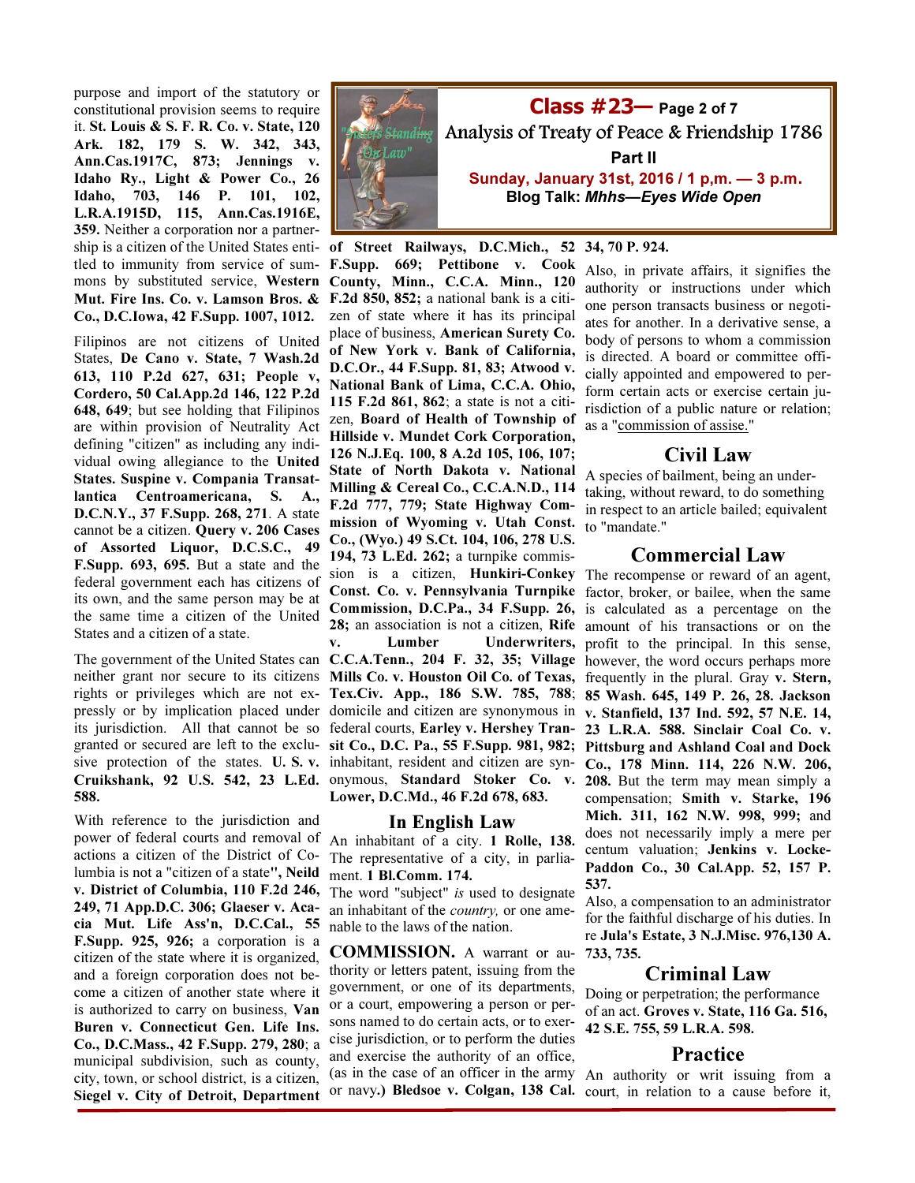purpose and import of the statutory or constitutional provision seems to require it. **St. Louis & S. F. R. Co. v. State, 120 Ark. 182, 179 S. W. 342, 343, Ann.Cas.1917C, 873; Jennings v. Idaho Ry., Light & Power Co., 26 Idaho, 703, 146 P. 101, 102, L.R.A.1915D, 115, Ann.Cas.1916E, 359.** Neither a corporation nor a partnership is a citizen of the United States entitled to immunity from service of summons by substituted service, **Western Mut. Fire Ins. Co. v. Lamson Bros. & Co., D.C.Iowa, 42 F.Supp. 1007, 1012.**

Filipinos are not citizens of United States, **De Cano v. State, 7 Wash.2d 613, 110 P.2d 627, 631; People v, Cordero, 50 Cal.App.2d 146, 122 P.2d 648, 649**; but see holding that Filipinos are within provision of Neutrality Act defining "citizen" as including any individual owing allegiance to the **United States. Suspine v. Compania Transatlantica Centroamericana, S. A., D.C.N.Y., 37 F.Supp. 268, 271**. A state cannot be a citizen. **Query v. 206 Cases of Assorted Liquor, D.C.S.C., 49 F.Supp. 693, 695.** But a state and the federal government each has citizens of its own, and the same person may be at the same time a citizen of the United States and a citizen of a state.

The government of the United States can neither grant nor secure to its citizens rights or privileges which are not expressly or by implication placed under its jurisdiction. All that cannot be so granted or secured are left to the exclusive protection of the states. **U. S. v. Cruikshank, 92 U.S. 542, 23 L.Ed. 588.**

With reference to the jurisdiction and power of federal courts and removal of actions a citizen of the District of Columbia is not a "citizen of a state**", Neild v. District of Columbia, 110 F.2d 246, 249, 71 App.D.C. 306; Glaeser v. Acacia Mut. Life Ass'n, D.C.Cal., 55 F.Supp. 925, 926;** a corporation is a citizen of the state where it is organized, and a foreign corporation does not become a citizen of another state where it is authorized to carry on business, **Van Buren v. Connecticut Gen. Life Ins. Co., D.C.Mass., 42 F.Supp. 279, 280**; a municipal subdivision, such as county, city, town, or school district, is a citizen, **Siegel v. City of Detroit, Department of Street Railways, D.C.Mich., 52 F.Supp. 669; Pettibone v. Cook County, Minn., C.C.A. Minn., 120 F.2d 850, 852;** a national bank is a citizen of state where it has its principal place of business, **American Surety Co. of New York v. Bank of California, D.C.Or., 44 F.Supp. 81, 83; Atwood v. National Bank of Lima, C.C.A. Ohio, 115 F.2d 861, 862**; a state is not a citizen, **Board of Health of Township of Hillside v. Mundet Cork Corporation, 126 N.J.Eq. 100, 8 A.2d 105, 106, 107; State of North Dakota v. National Milling & Cereal Co., C.C.A.N.D., 114 F.2d 777, 779; State Highway Commission of Wyoming v. Utah Const. Co., (Wyo.) 49 S.Ct. 104, 106, 278 U.S. 194, 73 L.Ed. 262;** a turnpike commission is a citizen, **Hunkiri-Conkey Const. Co. v. Pennsylvania Turnpike Commission, D.C.Pa., 34 F.Supp. 26, 28;** an association is not a citizen, **Rife v. Lumber Underwriters, C.C.A.Tenn., 204 F. 32, 35; Village Mills Co. v. Houston Oil Co. of Texas, Tex.Civ. App., 186 S.W. 785, 788**; domicile and citizen are synonymous in federal courts, **Earley v. Hershey Transit Co., D.C. Pa., 55 F.Supp. 981, 982;** inhabitant, resident and citizen are synonymous, **Standard Stoker Co. v. Lower, D.C.Md., 46 F.2d 678, 683.**

## In English Law

An inhabitant of a city. **1 Rolle, 138.** The representative of a city, in parliament. **1 Bl.Comm. 174.**

The word "subject" *is* used to designate an inhabitant of the *country,* or one amenable to the laws of the nation.

**COMMISSION.** A warrant or authority or letters patent, issuing from the government, or one of its departments, or a court, empowering a person or persons named to do certain acts, or to exercise jurisdiction, or to perform the duties and exercise the authority of an office, (as in the case of an officer in the army or navy.) **Bledsoe v. Colgan, 138 Cal. 34, 70 P. 924.**

Also, in private affairs, it signifies the authority or instructions under which one person transacts business or negotiates for another. In a derivative sense, a body of persons to whom a commission is directed. A board or committee officially appointed and empowered to perform certain acts or exercise certain jurisdiction of a public nature or relation; as a "commission of assise."

## Civil Law

A species of bailment, being an undertaking, without reward, to do something in respect to an article bailed; equivalent to "mandate."

## Commercial Law

The recompense or reward of an agent, factor, broker, or bailee, when the same is calculated as a percentage on the amount of his transactions or on the profit to the principal. In this sense, however, the word occurs perhaps more frequently in the plural. Gray **v. Stern, 85 Wash. 645, 149 P. 26, 28. Jackson v. Stanfield, 137 Ind. 592, 57 N.E. 14, 23 L.R.A. 588. Sinclair Coal Co. v. Pittsburg and Ashland Coal and Dock Co., 178 Minn. 114, 226 N.W. 206, 208.** But the term may mean simply a compensation; **Smith v. Starke, 196 Mich. 311, 162 N.W. 998, 999;** and does not necessarily imply a mere per centum valuation; **Jenkins v. Locke-Paddon Co., 30 Cal.App. 52, 157 P. 537.**

Also, a compensation to an administrator for the faithful discharge of his duties. In re **Jula's Estate, 3 N.J.Misc. 976,130 A. 733, 735.**

## Criminal Law

Doing or perpetration; the performance of an act. **Groves v. State, 116 Ga. 516, 42 S.E. 755, 59 L.R.A. 598.**

## Practice

An authority or writ issuing from a court, in relation to a cause before it,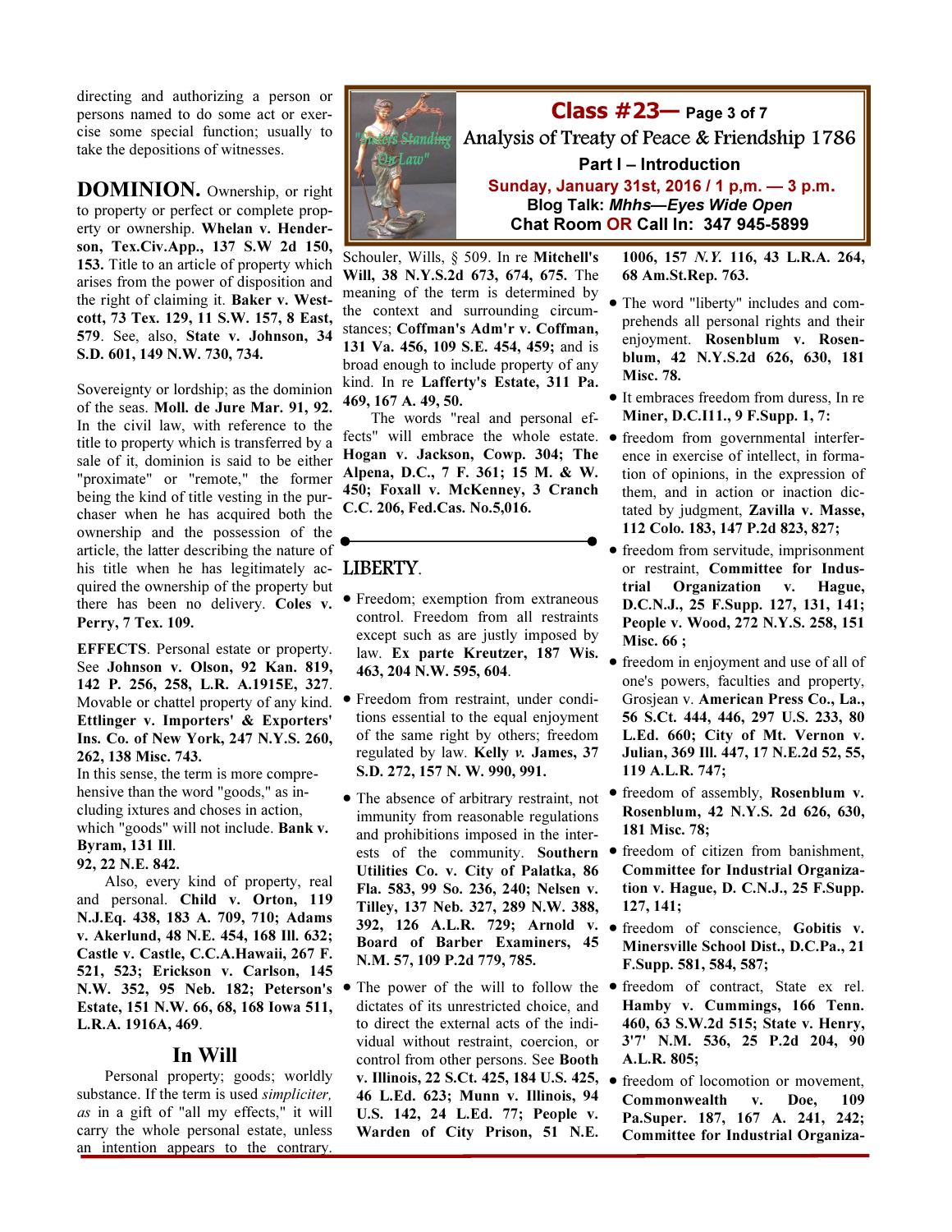directing and authorizing a person or persons named to do some act or exercise some special function; usually to take the depositions of witnesses.

**DOMINION.** Ownership, or right to property or perfect or complete property or ownership. **Whelan v. Henderson, Tex.Civ.App., 137 S.W 2d 150, 153.** Title to an article of property which arises from the power of disposition and the right of claiming it. **Baker v. Westcott, 73 Tex. 129, 11 S.W. 157, 8 East, 579**. See, also, **State v. Johnson, 34 S.D. 601, 149 N.W. 730, 734.**

Sovereignty or lordship; as the dominion of the seas. **Moll. de Jure Mar. 91, 92.** In the civil law, with reference to the title to property which is transferred by a sale of it, dominion is said to be either "proximate" or "remote," the former being the kind of title vesting in the purchaser when he has acquired both the ownership and the possession of the article, the latter describing the nature of his title when he has legitimately acquired the ownership of the property but there has been no delivery. **Coles v. Perry, 7 Tex. 109.**

**EFFECTS**. Personal estate or property. See **Johnson v. Olson, 92 Kan. 819, 142 P. 256, 258, L.R. A.1915E, 327**. Movable or chattel property of any kind. **Ettlinger v. Importers' & Exporters' Ins. Co. of New York, 247 N.Y.S. 260, 262, 138 Misc. 743.**
In this sense, the term is more comprehensive than the word "goods," as including ixtures and choses in action, which "goods" will not include. **Bank v. Byram, 131 Ill.**
**92, 22 N.E. 842.**

Also, every kind of property, real and personal. **Child v. Orton, 119 N.J.Eq. 438, 183 A. 709, 710; Adams v. Akerlund, 48 N.E. 454, 168 Ill. 632; Castle v. Castle, C.C.A.Hawaii, 267 F. 521, 523; Erickson v. Carlson, 145 N.W. 352, 95 Neb. 182; Peterson's Estate, 151 N.W. 66, 68, 168 Iowa 511, L.R.A. 1916A, 469**.

## In Will

Personal property; goods; worldly substance. If the term is used *simpliciter, as* in a gift of "all my effects," it will carry the whole personal estate, unless an intention appears to the contrary. Schouler, Wills, § 509. In re **Mitchell's Will, 38 N.Y.S.2d 673, 674, 675.** The meaning of the term is determined by the context and surrounding circumstances; **Coffman's Adm'r v. Coffman, 131 Va. 456, 109 S.E. 454, 459;** and is broad enough to include property of any kind. In re **Lafferty's Estate, 311 Pa. 469, 167 A. 49, 50.**

The words "real and personal effects" will embrace the whole estate. **Hogan v. Jackson, Cowp. 304; The Alpena, D.C., 7 F. 361; 15 M. & W. 450; Foxall v. McKenney, 3 Cranch C.C. 206, Fed.Cas. No.5,016.**

## LIBERTY.

- Freedom; exemption from extraneous control. Freedom from all restraints except such as are justly imposed by law. **Ex parte Kreutzer, 187 Wis. 463, 204 N.W. 595, 604**.
- Freedom from restraint, under conditions essential to the equal enjoyment of the same right by others; freedom regulated by law. **Kelly *v.* James, 37 S.D. 272, 157 N. W. 990, 991.**
- The absence of arbitrary restraint, not immunity from reasonable regulations and prohibitions imposed in the interests of the community. **Southern Utilities Co. v. City of Palatka, 86 Fla. 583, 99 So. 236, 240; Nelsen v. Tilley, 137 Neb. 327, 289 N.W. 388, 392, 126 A.L.R. 729; Arnold v. Board of Barber Examiners, 45 N.M. 57, 109 P.2d 779, 785.**
- The power of the will to follow the dictates of its unrestricted choice, and to direct the external acts of the individual without restraint, coercion, or control from other persons. See **Booth v. Illinois, 22 S.Ct. 425, 184 U.S. 425, 46 L.Ed. 623; Munn v. Illinois, 94 U.S. 142, 24 L.Ed. 77; People v. Warden of City Prison, 51 N.E. 1006, 157 *N.Y.* 116, 43 L.R.A. 264, 68 Am.St.Rep. 763.**
- The word "liberty" includes and comprehends all personal rights and their enjoyment. **Rosenblum v. Rosenblum, 42 N.Y.S.2d 626, 630, 181 Misc. 78.**
- It embraces freedom from duress, In re **Miner, D.C.I11., 9 F.Supp. 1, 7:**
- freedom from governmental interference in exercise of intellect, in formation of opinions, in the expression of them, and in action or inaction dictated by judgment, **Zavilla v. Masse, 112 Colo. 183, 147 P.2d 823, 827;**
- freedom from servitude, imprisonment or restraint, **Committee for Industrial Organization v. Hague, D.C.N.J., 25 F.Supp. 127, 131, 141; People v. Wood, 272 N.Y.S. 258, 151 Misc. 66 ;**
- freedom in enjoyment and use of all of one's powers, faculties and property, Grosjean v. **American Press Co., La., 56 S.Ct. 444, 446, 297 U.S. 233, 80 L.Ed. 660; City of Mt. Vernon v. Julian, 369 Ill. 447, 17 N.E.2d 52, 55, 119 A.L.R. 747;**
- freedom of assembly, **Rosenblum v. Rosenblum, 42 N.Y.S. 2d 626, 630, 181 Misc. 78;**
- freedom of citizen from banishment, **Committee for Industrial Organization v. Hague, D. C.N.J., 25 F.Supp. 127, 141;**
- freedom of conscience, **Gobitis v. Minersville School Dist., D.C.Pa., 21 F.Supp. 581, 584, 587;**
- freedom of contract, State ex rel. **Hamby v. Cummings, 166 Tenn. 460, 63 S.W.2d 515; State v. Henry, 3'7' N.M. 536, 25 P.2d 204, 90 A.L.R. 805;**
- freedom of locomotion or movement, **Commonwealth v. Doe, 109 Pa.Super. 187, 167 A. 241, 242; Committee for Industrial Organiza-**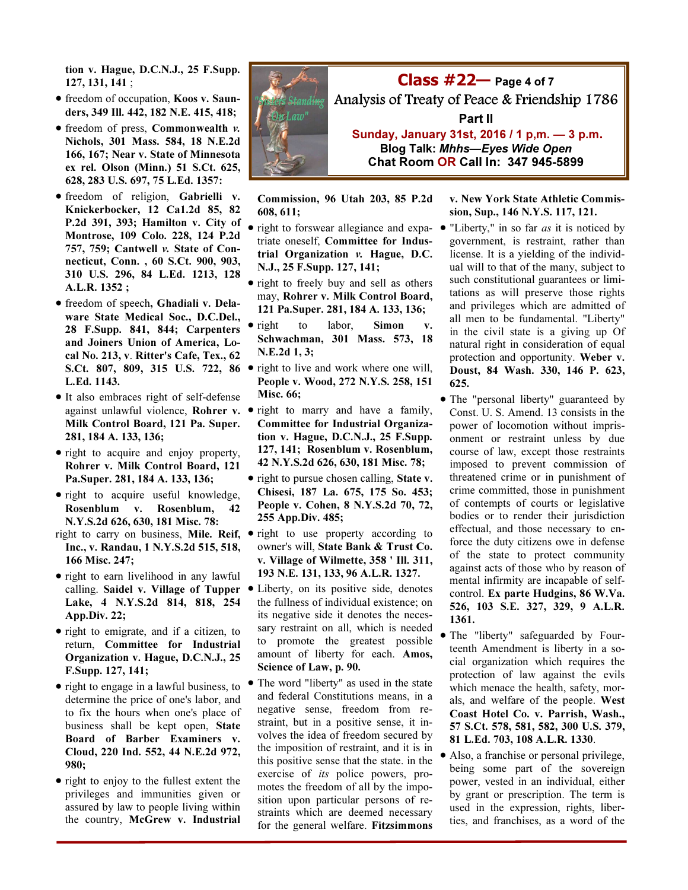tion v. Hague, D.C.N.J., 25 F.Supp. 127, 131, 141 ;

- freedom of occupation, **Koos v. Saunders, 349 Ill. 442, 182 N.E. 415, 418;**
- freedom of press, **Commonwealth *v.* Nichols, 301 Mass. 584, 18 N.E.2d 166, 167; Near v. State of Minnesota ex rel. Olson (Minn.) 51 S.Ct. 625, 628, 283 U.S. 697, 75 L.Ed. 1357:**
- freedom of religion, **Gabrielli v. Knickerbocker, 12 Ca1.2d 85, 82 P.2d 391, 393; Hamilton v. City of Montrose, 109 Colo. 228, 124 P.2d 757, 759; Cantwell *v.* State of Connecticut, Conn. , 60 S.Ct. 900, 903, 310 U.S. 296, 84 L.Ed. 1213, 128 A.L.R. 1352 ;**
- freedom of speech**, Ghadiali v. Delaware State Medical Soc., D.C.Del., 28 F.Supp. 841, 844; Carpenters and Joiners Union of America, Local No. 213,** v. **Ritter's Cafe, Tex., 62 S.Ct. 807, 809, 315 U.S. 722, 86 L.Ed. 1143.**
- It also embraces right of self-defense against unlawful violence, **Rohrer v. Milk Control Board, 121 Pa. Super. 281, 184 A. 133, 136;**
- right to acquire and enjoy property, **Rohrer v. Milk Control Board, 121 Pa.Super. 281, 184 A. 133, 136;**
- right to acquire useful knowledge, **Rosenblum v. Rosenblum, 42 N.Y.S.2d 626, 630, 181 Misc. 78:**

right to carry on business, **Mile. Reif, Inc., v. Randau, 1 N.Y.S.2d 515, 518, 166 Misc. 247;**

- right to earn livelihood in any lawful calling. **Saidel v. Village of Tupper Lake, 4 N.Y.S.2d 814, 818, 254 App.Div. 22;**
- right to emigrate, and if a citizen, to return, **Committee for Industrial Organization v. Hague, D.C.N.J., 25 F.Supp. 127, 141;**
- right to engage in a lawful business, to determine the price of one's labor, and to fix the hours when one's place of business shall be kept open, **State Board of Barber Examiners v. Cloud, 220 Ind. 552, 44 N.E.2d 972, 980;**
- right to enjoy to the fullest extent the privileges and immunities given or assured by law to people living within the country, **McGrew v. Industrial Commission, 96 Utah 203, 85 P.2d 608, 611;**
- right to forswear allegiance and expatriate oneself, **Committee for Industrial Organization *v.* Hague, D.C. N.J., 25 F.Supp. 127, 141;**
- right to freely buy and sell as others may, **Rohrer v. Milk Control Board, 121 Pa.Super. 281, 184 A. 133, 136;**
- right to labor, **Simon v. Schwachman, 301 Mass. 573, 18 N.E.2d 1, 3;**
- right to live and work where one will, **People v. Wood, 272 N.Y.S. 258, 151 Misc. 66;**
- right to marry and have a family, **Committee for Industrial Organization v. Hague, D.C.N.J., 25 F.Supp. 127, 141; Rosenblum v. Rosenblum, 42 N.Y.S.2d 626, 630, 181 Misc. 78;**
- right to pursue chosen calling, **State v. Chisesi, 187 La. 675, 175 So. 453; People v. Cohen, 8 N.Y.S.2d 70, 72, 255 App.Div. 485;**
- right to use property according to owner's will, **State Bank & Trust Co. v. Village of Wilmette, 358 ' Ill. 311, 193 N.E. 131, 133, 96 A.L.R. 1327.**
- Liberty, on its positive side, denotes the fullness of individual existence; on its negative side it denotes the necessary restraint on all, which is needed to promote the greatest possible amount of liberty for each. **Amos, Science of Law, p. 90.**
- The word "liberty" as used in the state and federal Constitutions means, in a negative sense, freedom from restraint, but in a positive sense, it involves the idea of freedom secured by the imposition of restraint, and it is in this positive sense that the state. in the exercise of *its* police powers, promotes the freedom of all by the imposition upon particular persons of restraints which are deemed necessary for the general welfare. **Fitzsimmons v. New York State Athletic Commission, Sup., 146 N.Y.S. 117, 121.**
- "Liberty," in so far *as* it is noticed by government, is restraint, rather than license. It is a yielding of the individual will to that of the many, subject to such constitutional guarantees or limitations as will preserve those rights and privileges which are admitted of all men to be fundamental. "Liberty" in the civil state is a giving up Of natural right in consideration of equal protection and opportunity. **Weber v. Doust, 84 Wash. 330, 146 P. 623, 625.**
- The "personal liberty" guaranteed by Const. U. S. Amend. 13 consists in the power of locomotion without imprisonment or restraint unless by due course of law, except those restraints imposed to prevent commission of threatened crime or in punishment of crime committed, those in punishment of contempts of courts or legislative bodies or to render their jurisdiction effectual, and those necessary to enforce the duty citizens owe in defense of the state to protect community against acts of those who by reason of mental infirmity are incapable of self-control. **Ex parte Hudgins, 86 W.Va. 526, 103 S.E. 327, 329, 9 A.L.R. 1361.**
- The "liberty" safeguarded by Fourteenth Amendment is liberty in a social organization which requires the protection of law against the evils which menace the health, safety, morals, and welfare of the people. **West Coast Hotel Co. v. Parrish, Wash., 57 S.Ct. 578, 581, 582, 300 U.S. 379, 81 L.Ed. 703, 108 A.L.R. 1330**.
- Also, a franchise or personal privilege, being some part of the sovereign power, vested in an individual, either by grant or prescription. The term is used in the expression, rights, liberties, and franchises, as a word of the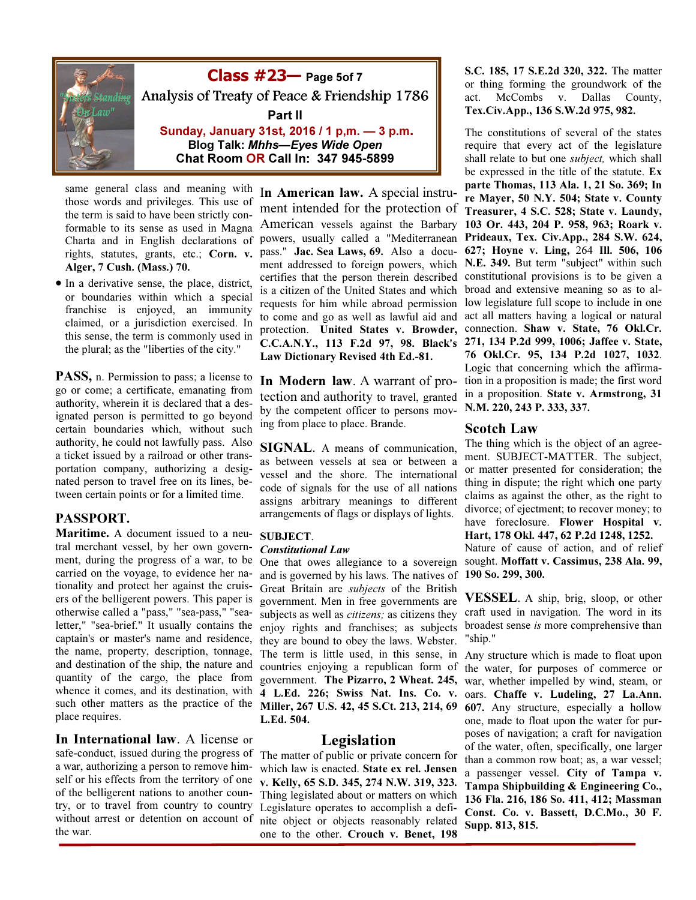same general class and meaning with those words and privileges. This use of the term is said to have been strictly conformable to its sense as used in Magna Charta and in English declarations of rights, statutes, grants, etc.; **Corn. v. Alger, 7 Cush. (Mass.) 70.**

- In a derivative sense, the place, district, or boundaries within which a special franchise is enjoyed, an immunity claimed, or a jurisdiction exercised. In this sense, the term is commonly used in the plural; as the "liberties of the city."

**PASS,** n. Permission to pass; a license to go or come; a certificate, emanating from authority, wherein it is declared that a designated person is permitted to go beyond certain boundaries which, without such authority, he could not lawfully pass. Also a ticket issued by a railroad or other transportation company, authorizing a designated person to travel free on its lines, between certain points or for a limited time.

## PASSPORT.

**Maritime.** A document issued to a neutral merchant vessel, by her own government, during the progress of a war, to be carried on the voyage, to evidence her nationality and protect her against the cruisers of the belligerent powers. This paper is otherwise called a "pass," "sea-pass," "sea-letter," "sea-brief." It usually contains the captain's or master's name and residence, the name, property, description, tonnage, and destination of the ship, the nature and quantity of the cargo, the place from whence it comes, and its destination, with such other matters as the practice of the place requires.

**In International law**. A license or safe-conduct, issued during the progress of a war, authorizing a person to remove himself or his effects from the territory of one of the belligerent nations to another country, or to travel from country to country without arrest or detention on account of the war.

**In American law.** A special instrument intended for the protection of American vessels against the Barbary powers, usually called a "Mediterranean pass." **Jac. Sea Laws, 69.** Also a document addressed to foreign powers, which certifies that the person therein described is a citizen of the United States and which requests for him while abroad permission to come and go as well as lawful aid and protection. **United States v. Browder, C.C.A.N.Y., 113 F.2d 97, 98. Black's Law Dictionary Revised 4th Ed.-81.**

**In Modern law**. A warrant of protection and authority to travel, granted by the competent officer to persons moving from place to place. Brande.

**SIGNAL**. A means of communication, as between vessels at sea or between a vessel and the shore. The international code of signals for the use of all nations assigns arbitrary meanings to different arrangements of flags or displays of lights.

**SUBJECT**.

***Constitutional Law***

One that owes allegiance to a sovereign and is governed by his laws. The natives of Great Britain are *subjects* of the British government. Men in free governments are subjects as well as *citizens;* as citizens they enjoy rights and franchises; as subjects they are bound to obey the laws. Webster. The term is little used, in this sense, in countries enjoying a republican form of government. **The Pizarro, 2 Wheat. 245, 4 L.Ed. 226; Swiss Nat. Ins. Co. v. Miller, 267 U.S. 42, 45 S.Ct. 213, 214, 69 L.Ed. 504.**

## Legislation

The matter of public or private concern for which law is enacted. **State ex rel. Jensen v. Kelly, 65 S.D. 345, 274 N.W. 319, 323.** Thing legislated about or matters on which Legislature operates to accomplish a definite object or objects reasonably related one to the other. **Crouch v. Benet, 198 S.C. 185, 17 S.E.2d 320, 322.** The matter or thing forming the groundwork of the act. McCombs v. Dallas County, **Tex.Civ.App., 136 S.W.2d 975, 982.**

The constitutions of several of the states require that every act of the legislature shall relate to but one *subject,* which shall be expressed in the title of the statute. **Ex parte Thomas, 113 Ala. 1, 21 So. 369; In re Mayer, 50 N.Y. 504; State v. County Treasurer, 4 S.C. 528; State v. Laundy, 103 Or. 443, 204 P. 958, 963; Roark v. Prideaux, Tex. Civ.App., 284 S.W. 624, 627; Hoyne v. Ling,** 264 **Ill. 506, 106 N.E. 349.** But term "subject" within such constitutional provisions is to be given a broad and extensive meaning so as to allow legislature full scope to include in one act all matters having a logical or natural connection. **Shaw v. State, 76 Okl.Cr. 271, 134 P.2d 999, 1006; Jaffee v. State, 76 Okl.Cr. 95, 134 P.2d 1027, 1032**. Logic that concerning which the affirmation in a proposition is made; the first word in a proposition. **State v. Armstrong, 31 N.M. 220, 243 P. 333, 337.**

## Scotch Law

The thing which is the object of an agreement. SUBJECT-MATTER. The subject, or matter presented for consideration; the thing in dispute; the right which one party claims as against the other, as the right to divorce; of ejectment; to recover money; to have foreclosure. **Flower Hospital v. Hart, 178 Okl. 447, 62 P.2d 1248, 1252.** Nature of cause of action, and of relief sought. **Moffatt v. Cassimus, 238 Ala. 99, 190 So. 299, 300.**

**VESSEL**. A ship, brig, sloop, or other craft used in navigation. The word in its broadest sense *is* more comprehensive than "ship."

Any structure which is made to float upon the water, for purposes of commerce or war, whether impelled by wind, steam, or oars. **Chaffe v. Ludeling, 27 La.Ann. 607.** Any structure, especially a hollow one, made to float upon the water for purposes of navigation; a craft for navigation of the water, often, specifically, one larger than a common row boat; as, a war vessel; a passenger vessel. **City of Tampa v. Tampa Shipbuilding & Engineering Co., 136 Fla. 216, 186 So. 411, 412; Massman Const. Co. v. Bassett, D.C.Mo., 30 F. Supp. 813, 815.**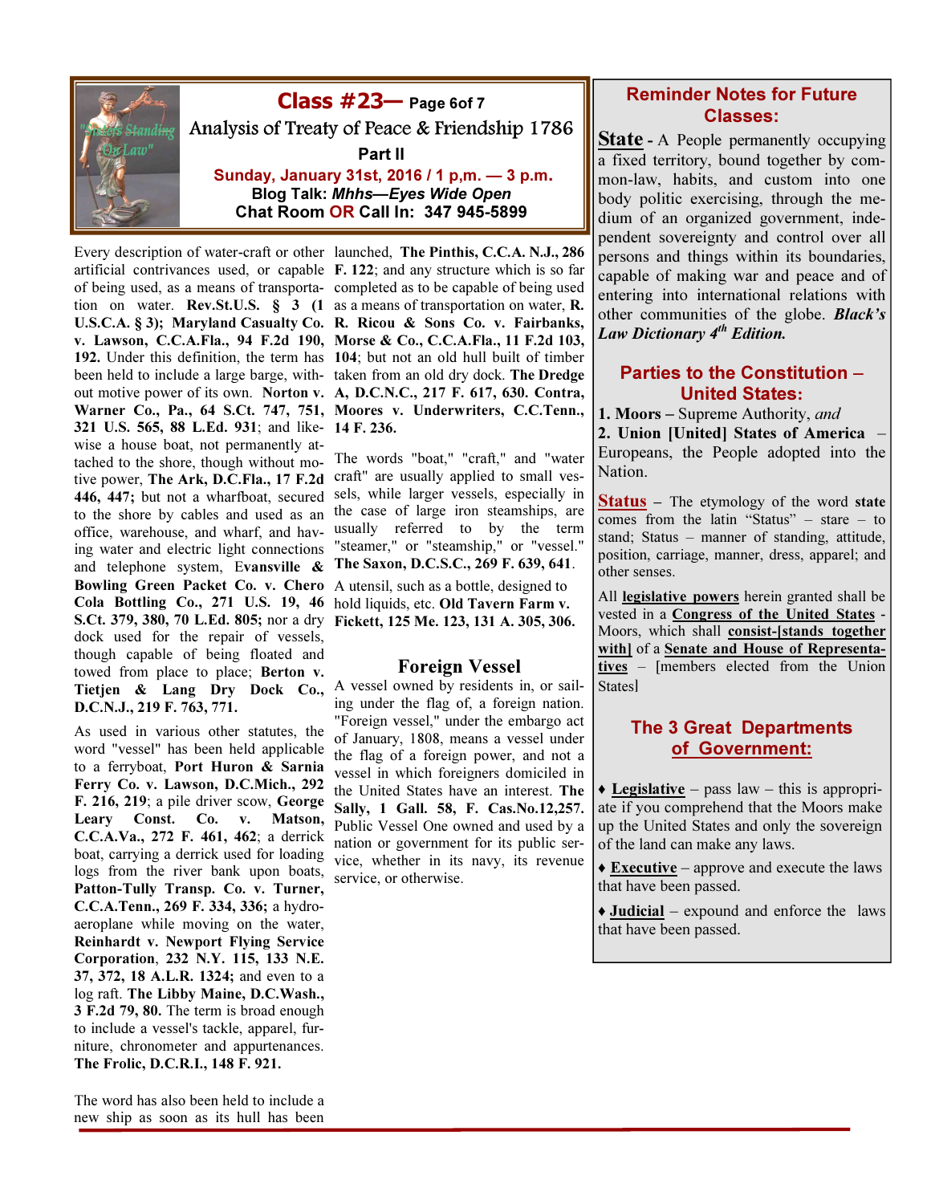# Class #23— Page 6of 7

## Analysis of Treaty of Peace & Friendship 1786

### Part II

**Sunday, January 31st, 2016 / 1 p,m. — 3 p.m.**

**Blog Talk: *Mhhs—Eyes Wide Open***

**Chat Room OR Call In: 347 945-5899**

Every description of water-craft or other artificial contrivances used, or capable of being used, as a means of transportation on water. **Rev.St.U.S. § 3 (1 U.S.C.A. § 3); Maryland Casualty Co. v. Lawson, C.C.A.Fla., 94 F.2d 190, 192.** Under this definition, the term has been held to include a large barge, without motive power of its own. **Norton v. Warner Co., Pa., 64 S.Ct. 747, 751, 321 U.S. 565, 88 L.Ed. 931**; and likewise a house boat, not permanently attached to the shore, though without motive power, **The Ark, D.C.Fla., 17 F.2d 446, 447;** but not a wharfboat, secured to the shore by cables and used as an office, warehouse, and wharf, and having water and electric light connections and telephone system, **Evansville & Bowling Green Packet Co. v. Chero Cola Bottling Co., 271 U.S. 19, 46 S.Ct. 379, 380, 70 L.Ed. 805;** nor a dry dock used for the repair of vessels, though capable of being floated and towed from place to place; **Berton v. Tietjen & Lang Dry Dock Co., D.C.N.J., 219 F. 763, 771.**

As used in various other statutes, the word "vessel" has been held applicable to a ferryboat, **Port Huron & Sarnia Ferry Co. v. Lawson, D.C.Mich., 292 F. 216, 219**; a pile driver scow, **George Leary Const. Co. v. Matson, C.C.A.Va., 272 F. 461, 462**; a derrick boat, carrying a derrick used for loading logs from the river bank upon boats, **Patton-Tully Transp. Co. v. Turner, C.C.A.Tenn., 269 F. 334, 336;** a hydroaeroplane while moving on the water, **Reinhardt v. Newport Flying Service Corporation, 232 N.Y. 115, 133 N.E. 37, 372, 18 A.L.R. 1324;** and even to a log raft. **The Libby Maine, D.C.Wash., 3 F.2d 79, 80.** The term is broad enough to include a vessel's tackle, apparel, furniture, chronometer and appurtenances. **The Frolic, D.C.R.I., 148 F. 921.**

The word has also been held to include a new ship as soon as its hull has been launched, **The Pinthis, C.C.A. N.J., 286 F. 122**; and any structure which is so far completed as to be capable of being used as a means of transportation on water, **R. R. Ricou & Sons Co. v. Fairbanks, Morse & Co., C.C.A.Fla., 11 F.2d 103, 104**; but not an old hull built of timber taken from an old dry dock. **The Dredge A, D.C.N.C., 217 F. 617, 630. Contra, Moores v. Underwriters, C.C.Tenn., 14 F. 236.**

The words "boat," "craft," and "water craft" are usually applied to small vessels, while larger vessels, especially in the case of large iron steamships, are usually referred to by the term "steamer," or "steamship," or "vessel." **The Saxon, D.C.S.C., 269 F. 639, 641.**

A utensil, such as a bottle, designed to hold liquids, etc. **Old Tavern Farm v. Fickett, 125 Me. 123, 131 A. 305, 306.**

## Foreign Vessel

A vessel owned by residents in, or sailing under the flag of, a foreign nation. "Foreign vessel," under the embargo act of January, 1808, means a vessel under the flag of a foreign power, and not a vessel in which foreigners domiciled in the United States have an interest. **The Sally, 1 Gall. 58, F. Cas.No.12,257.** Public Vessel One owned and used by a nation or government for its public service, whether in its navy, its revenue service, or otherwise.

## Reminder Notes for Future Classes:

**State** - A People permanently occupying a fixed territory, bound together by common-law, habits, and custom into one body politic exercising, through the medium of an organized government, independent sovereignty and control over all persons and things within its boundaries, capable of making war and peace and of entering into international relations with other communities of the globe. ***Black's Law Dictionary 4th Edition.***

## Parties to the Constitution – United States:

**1. Moors –** Supreme Authority, *and*

**2. Union [United] States of America** – Europeans, the People adopted into the Nation.

**Status** – The etymology of the word **state** comes from the latin "Status" – stare – to stand; Status – manner of standing, attitude, position, carriage, manner, dress, apparel; and other senses.

All **legislative powers** herein granted shall be vested in a **Congress of the United States** - Moors, which shall **consist-[stands together with]** of a **Senate and House of Representatives** – [members elected from the Union States]

## The 3 Great Departments of Government:

- ♦ **Legislative** – pass law – this is appropriate if you comprehend that the Moors make up the United States and only the sovereign of the land can make any laws.
- ♦ **Executive** – approve and execute the laws that have been passed.
- ♦ **Judicial** – expound and enforce the laws that have been passed.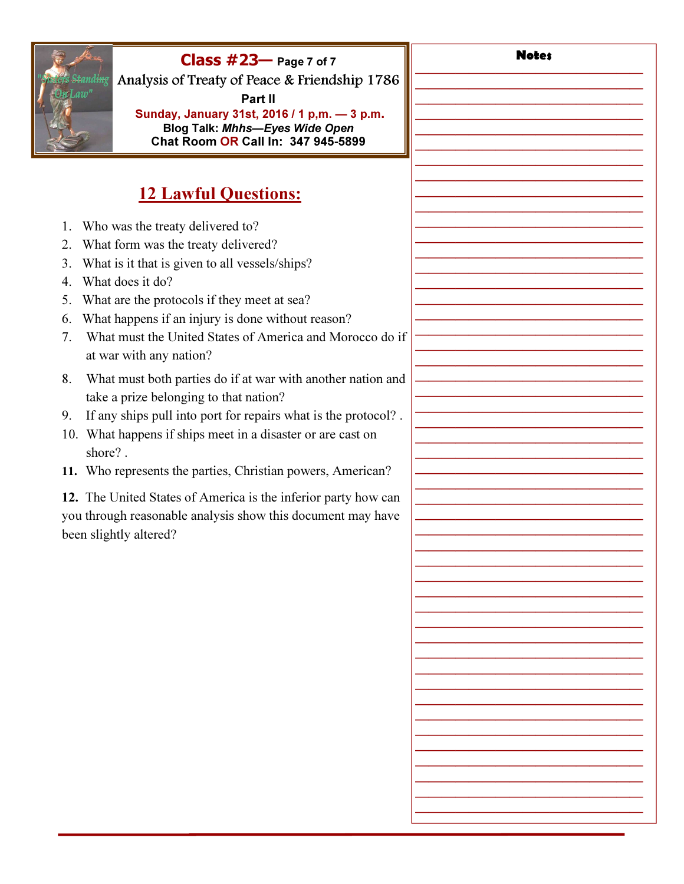# Class #23— Page 7 of 7

## Analysis of Treaty of Peace & Friendship 1786

### Part II

**Sunday, January 31st, 2016 / 1 p,m. — 3 p.m.**

**Blog Talk: *Mhhs—Eyes Wide Open***

**Chat Room OR Call In: 347 945-5899**

"Sisters Standing On Law"

**Notes**

## 12 Lawful Questions:

1. Who was the treaty delivered to?
2. What form was the treaty delivered?
3. What is it that is given to all vessels/ships?
4. What does it do?
5. What are the protocols if they meet at sea?
6. What happens if an injury is done without reason?
7. What must the United States of America and Morocco do if at war with any nation?
8. What must both parties do if at war with another nation and take a prize belonging to that nation?
9. If any ships pull into port for repairs what is the protocol? .
10. What happens if ships meet in a disaster or are cast on shore? .
11. Who represents the parties, Christian powers, American?
12. The United States of America is the inferior party how can you through reasonable analysis show this document may have been slightly altered?